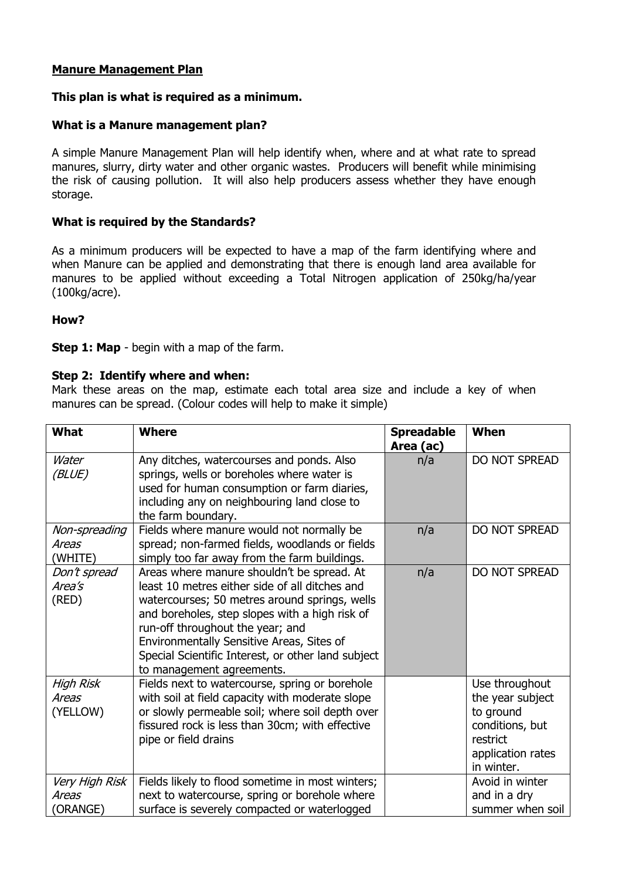**Manure Management Plan**

**This plan is what is required as a minimum.**

**What is a Manure management plan?**

A simple Manure Management Plan will help identify when, where and at what rate to spread manures, slurry, dirty water and other organic wastes. Producers will benefit while minimising the risk of causing pollution. It will also help producers assess whether they have enough storage.

**What is required by the Standards?**

As a minimum producers will be expected to have a map of the farm identifying where and when Manure can be applied and demonstrating that there is enough land area available for manures to be applied without exceeding a Total Nitrogen application of 250kg/ha/year (100kg/acre).

**How?**

**Step 1: Map** - begin with a map of the farm.

**Step 2: Identify where and when:**
Mark these areas on the map, estimate each total area size and include a key of when manures can be spread. (Colour codes will help to make it simple)

| What | Where | Spreadable Area (ac) | When |
|---|---|---|---|
| *Water* *(BLUE)* | Any ditches, watercourses and ponds. Also springs, wells or boreholes where water is used for human consumption or farm diaries, including any on neighbouring land close to the farm boundary. | n/a | DO NOT SPREAD |
| *Non-spreading Areas* (WHITE) | Fields where manure would not normally be spread; non-farmed fields, woodlands or fields simply too far away from the farm buildings. | n/a | DO NOT SPREAD |
| *Don't spread Area's* (RED) | Areas where manure shouldn't be spread. At least 10 metres either side of all ditches and watercourses; 50 metres around springs, wells and boreholes, step slopes with a high risk of run-off throughout the year; and Environmentally Sensitive Areas, Sites of Special Scientific Interest, or other land subject to management agreements. | n/a | DO NOT SPREAD |
| *High Risk Areas* (YELLOW) | Fields next to watercourse, spring or borehole with soil at field capacity with moderate slope or slowly permeable soil; where soil depth over fissured rock is less than 30cm; with effective pipe or field drains | | Use throughout the year subject to ground conditions, but restrict application rates in winter. |
| *Very High Risk Areas* (ORANGE) | Fields likely to flood sometime in most winters; next to watercourse, spring or borehole where surface is severely compacted or waterlogged | | Avoid in winter and in a dry summer when soil |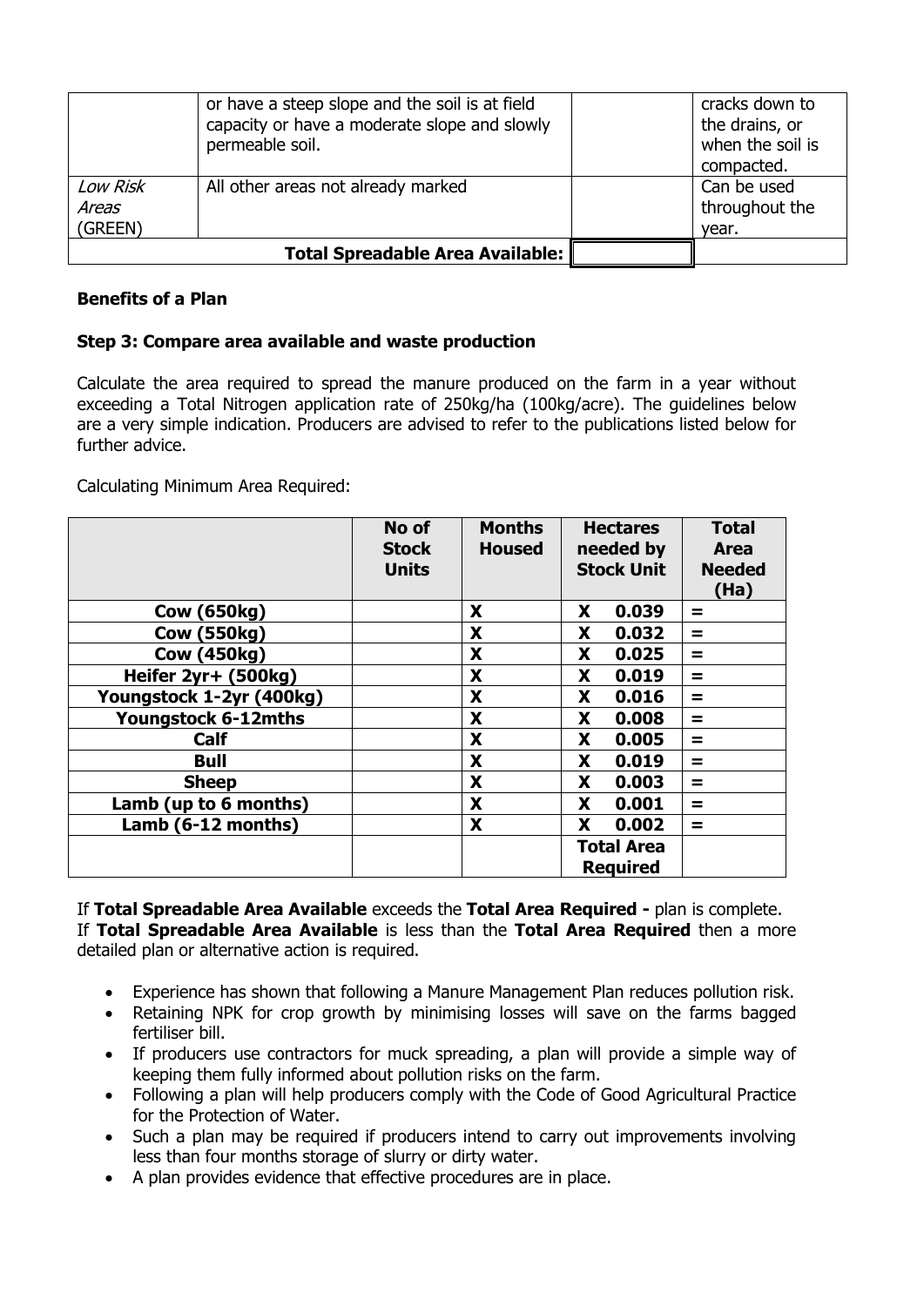| | | | |
|---|---|---|---|
| | or have a steep slope and the soil is at field capacity or have a moderate slope and slowly permeable soil. | | cracks down to the drains, or when the soil is compacted. |
| *Low Risk Areas* (GREEN) | All other areas not already marked | | Can be used throughout the year. |
| | **Total Spreadable Area Available:** | | |

**Benefits of a Plan**

**Step 3: Compare area available and waste production**

Calculate the area required to spread the manure produced on the farm in a year without exceeding a Total Nitrogen application rate of 250kg/ha (100kg/acre). The guidelines below are a very simple indication. Producers are advised to refer to the publications listed below for further advice.

Calculating Minimum Area Required:

| | **No of Stock Units** | **Months Housed** | **Hectares needed by Stock Unit** | **Total Area Needed (Ha)** |
|---|---|---|---|---|
| **Cow (650kg)** | | **X** | **X 0.039** | **=** |
| **Cow (550kg)** | | **X** | **X 0.032** | **=** |
| **Cow (450kg)** | | **X** | **X 0.025** | **=** |
| **Heifer 2yr+ (500kg)** | | **X** | **X 0.019** | **=** |
| **Youngstock 1-2yr (400kg)** | | **X** | **X 0.016** | **=** |
| **Youngstock 6-12mths** | | **X** | **X 0.008** | **=** |
| **Calf** | | **X** | **X 0.005** | **=** |
| **Bull** | | **X** | **X 0.019** | **=** |
| **Sheep** | | **X** | **X 0.003** | **=** |
| **Lamb (up to 6 months)** | | **X** | **X 0.001** | **=** |
| **Lamb (6-12 months)** | | **X** | **X 0.002** | **=** |
| | | | **Total Area Required** | |

If **Total Spreadable Area Available** exceeds the **Total Area Required -** plan is complete.
If **Total Spreadable Area Available** is less than the **Total Area Required** then a more detailed plan or alternative action is required.

- Experience has shown that following a Manure Management Plan reduces pollution risk.
- Retaining NPK for crop growth by minimising losses will save on the farms bagged fertiliser bill.
- If producers use contractors for muck spreading, a plan will provide a simple way of keeping them fully informed about pollution risks on the farm.
- Following a plan will help producers comply with the Code of Good Agricultural Practice for the Protection of Water.
- Such a plan may be required if producers intend to carry out improvements involving less than four months storage of slurry or dirty water.
- A plan provides evidence that effective procedures are in place.